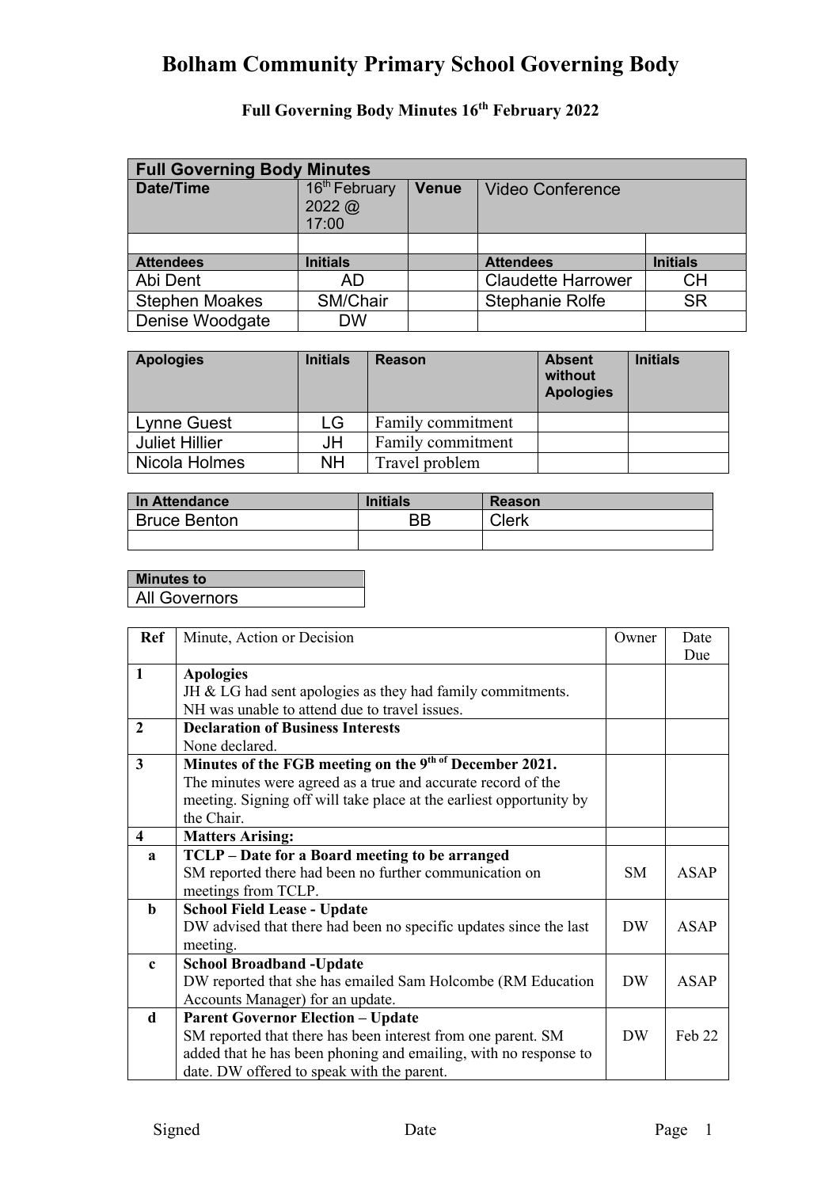# Bolham Community Primary School Governing Body

## Full Governing Body Minutes 16th February 2022

| Full Governing Body Minutes | | | | |
|---|---|---|---|---|
| **Date/Time** | 16th February 2022 @ 17:00 | **Venue** | Video Conference | |
| | | | | |
| **Attendees** | **Initials** | | **Attendees** | **Initials** |
| Abi Dent | AD | | Claudette Harrower | CH |
| Stephen Moakes | SM/Chair | | Stephanie Rolfe | SR |
| Denise Woodgate | DW | | | |

| Apologies | Initials | Reason | Absent without Apologies | Initials |
|---|---|---|---|---|
| Lynne Guest | LG | Family commitment | | |
| Juliet Hillier | JH | Family commitment | | |
| Nicola Holmes | NH | Travel problem | | |

| In Attendance | Initials | Reason |
|---|---|---|
| Bruce Benton | BB | Clerk |
| | | |

| Minutes to |
|---|
| All Governors |

| Ref | Minute, Action or Decision | Owner | Date Due |
|---|---|---|---|
| **1** | **Apologies**<br>JH & LG had sent apologies as they had family commitments. NH was unable to attend due to travel issues. | | |
| **2** | **Declaration of Business Interests**<br>None declared. | | |
| **3** | **Minutes of the FGB meeting on the 9th of December 2021.**<br>The minutes were agreed as a true and accurate record of the meeting. Signing off will take place at the earliest opportunity by the Chair. | | |
| **4** | **Matters Arising:** | | |
| **a** | **TCLP – Date for a Board meeting to be arranged**<br>SM reported there had been no further communication on meetings from TCLP. | SM | ASAP |
| **b** | **School Field Lease - Update**<br>DW advised that there had been no specific updates since the last meeting. | DW | ASAP |
| **c** | **School Broadband -Update**<br>DW reported that she has emailed Sam Holcombe (RM Education Accounts Manager) for an update. | DW | ASAP |
| **d** | **Parent Governor Election – Update**<br>SM reported that there has been interest from one parent. SM added that he has been phoning and emailing, with no response to date. DW offered to speak with the parent. | DW | Feb 22 |

Signed Date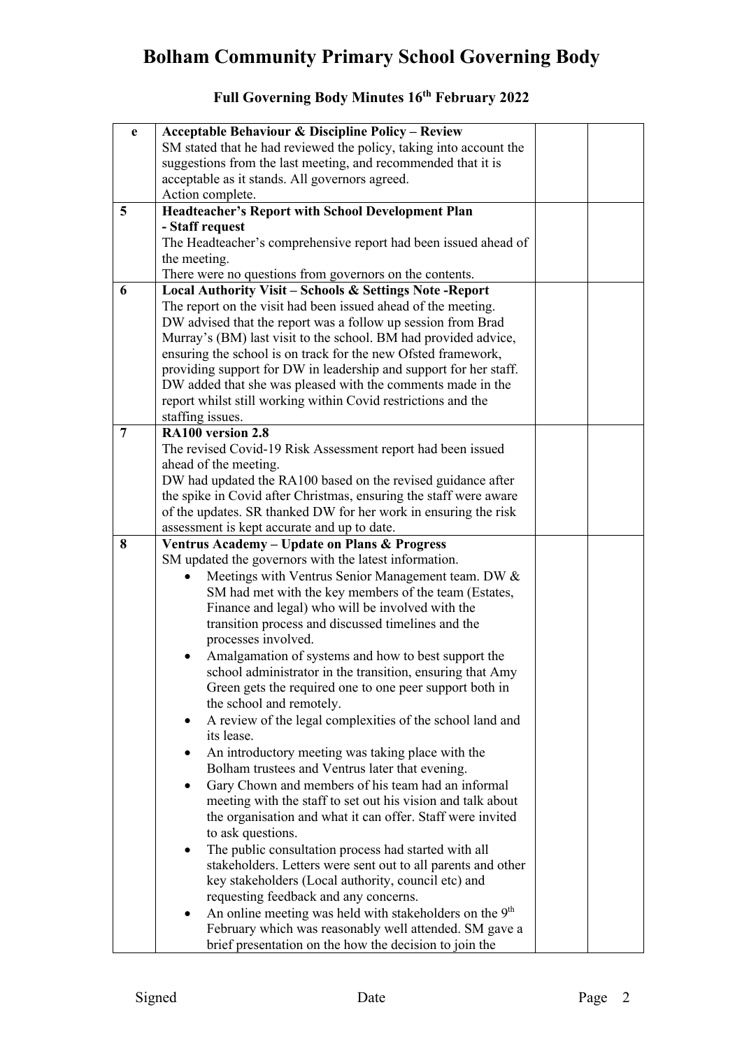# Bolham Community Primary School Governing Body

## Full Governing Body Minutes 16th February 2022

| | | | |
|---|---|---|---|
| e | **Acceptable Behaviour & Discipline Policy – Review**<br>SM stated that he had reviewed the policy, taking into account the suggestions from the last meeting, and recommended that it is acceptable as it stands. All governors agreed.<br>Action complete. | | |
| 5 | **Headteacher's Report with School Development Plan - Staff request**<br>The Headteacher's comprehensive report had been issued ahead of the meeting.<br>There were no questions from governors on the contents. | | |
| 6 | **Local Authority Visit – Schools & Settings Note -Report**<br>The report on the visit had been issued ahead of the meeting.<br>DW advised that the report was a follow up session from Brad Murray's (BM) last visit to the school. BM had provided advice, ensuring the school is on track for the new Ofsted framework, providing support for DW in leadership and support for her staff. DW added that she was pleased with the comments made in the report whilst still working within Covid restrictions and the staffing issues. | | |
| 7 | **RA100 version 2.8**<br>The revised Covid-19 Risk Assessment report had been issued ahead of the meeting.<br>DW had updated the RA100 based on the revised guidance after the spike in Covid after Christmas, ensuring the staff were aware of the updates. SR thanked DW for her work in ensuring the risk assessment is kept accurate and up to date. | | |
| 8 | **Ventrus Academy – Update on Plans & Progress**<br>SM updated the governors with the latest information.<br>• Meetings with Ventrus Senior Management team. DW & SM had met with the key members of the team (Estates, Finance and legal) who will be involved with the transition process and discussed timelines and the processes involved.<br>• Amalgamation of systems and how to best support the school administrator in the transition, ensuring that Amy Green gets the required one to one peer support both in the school and remotely.<br>• A review of the legal complexities of the school land and its lease.<br>• An introductory meeting was taking place with the Bolham trustees and Ventrus later that evening.<br>• Gary Chown and members of his team had an informal meeting with the staff to set out his vision and talk about the organisation and what it can offer. Staff were invited to ask questions.<br>• The public consultation process had started with all stakeholders. Letters were sent out to all parents and other key stakeholders (Local authority, council etc) and requesting feedback and any concerns.<br>• An online meeting was held with stakeholders on the 9th February which was reasonably well attended. SM gave a brief presentation on the how the decision to join the | | |

Signed Date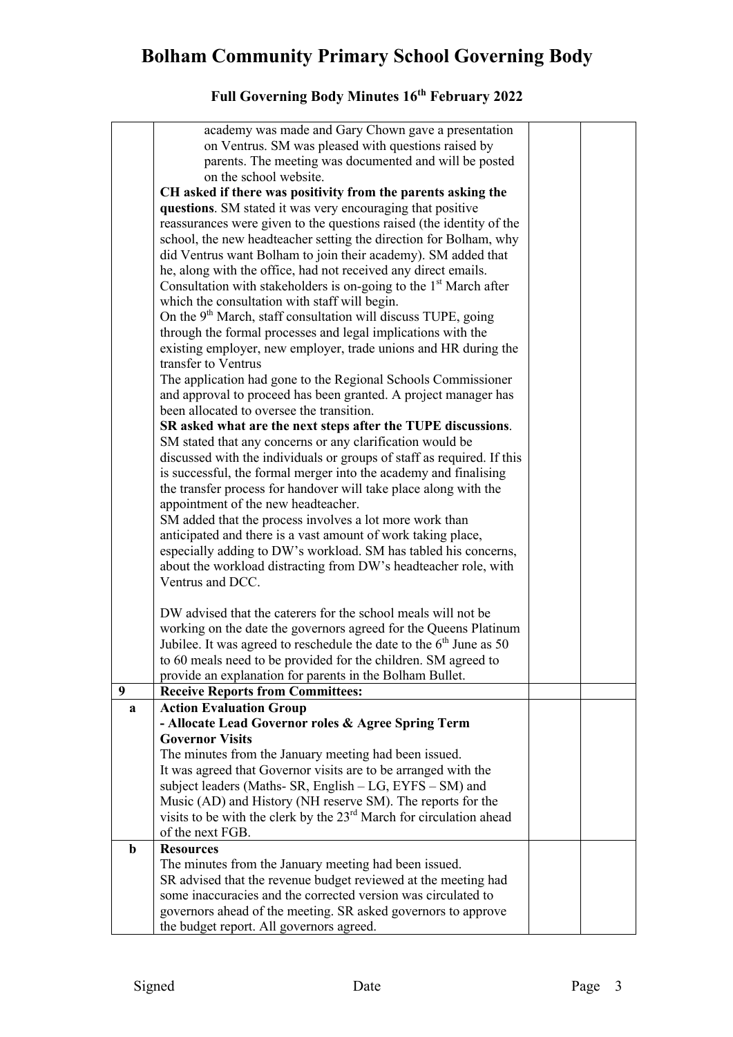# Bolham Community Primary School Governing Body

## Full Governing Body Minutes 16th February 2022

| | | | |
|---|---|---|---|
| | academy was made and Gary Chown gave a presentation on Ventrus. SM was pleased with questions raised by parents. The meeting was documented and will be posted on the school website.<br>**CH asked if there was positivity from the parents asking the questions**. SM stated it was very encouraging that positive reassurances were given to the questions raised (the identity of the school, the new headteacher setting the direction for Bolham, why did Ventrus want Bolham to join their academy). SM added that he, along with the office, had not received any direct emails. Consultation with stakeholders is on-going to the 1st March after which the consultation with staff will begin.<br>On the 9th March, staff consultation will discuss TUPE, going through the formal processes and legal implications with the existing employer, new employer, trade unions and HR during the transfer to Ventrus<br>The application had gone to the Regional Schools Commissioner and approval to proceed has been granted. A project manager has been allocated to oversee the transition.<br>**SR asked what are the next steps after the TUPE discussions**. SM stated that any concerns or any clarification would be discussed with the individuals or groups of staff as required. If this is successful, the formal merger into the academy and finalising the transfer process for handover will take place along with the appointment of the new headteacher.<br>SM added that the process involves a lot more work than anticipated and there is a vast amount of work taking place, especially adding to DW's workload. SM has tabled his concerns, about the workload distracting from DW's headteacher role, with Ventrus and DCC.<br><br>DW advised that the caterers for the school meals will not be working on the date the governors agreed for the Queens Platinum Jubilee. It was agreed to reschedule the date to the 6th June as 50 to 60 meals need to be provided for the children. SM agreed to provide an explanation for parents in the Bolham Bullet. | | |
| **9** | **Receive Reports from Committees:** | | |
| **a** | **Action Evaluation Group**<br>**- Allocate Lead Governor roles & Agree Spring Term Governor Visits**<br>The minutes from the January meeting had been issued.<br>It was agreed that Governor visits are to be arranged with the subject leaders (Maths- SR, English – LG, EYFS – SM) and Music (AD) and History (NH reserve SM). The reports for the visits to be with the clerk by the 23rd March for circulation ahead of the next FGB. | | |
| **b** | **Resources**<br>The minutes from the January meeting had been issued.<br>SR advised that the revenue budget reviewed at the meeting had some inaccuracies and the corrected version was circulated to governors ahead of the meeting. SR asked governors to approve the budget report. All governors agreed. | | |

Signed Date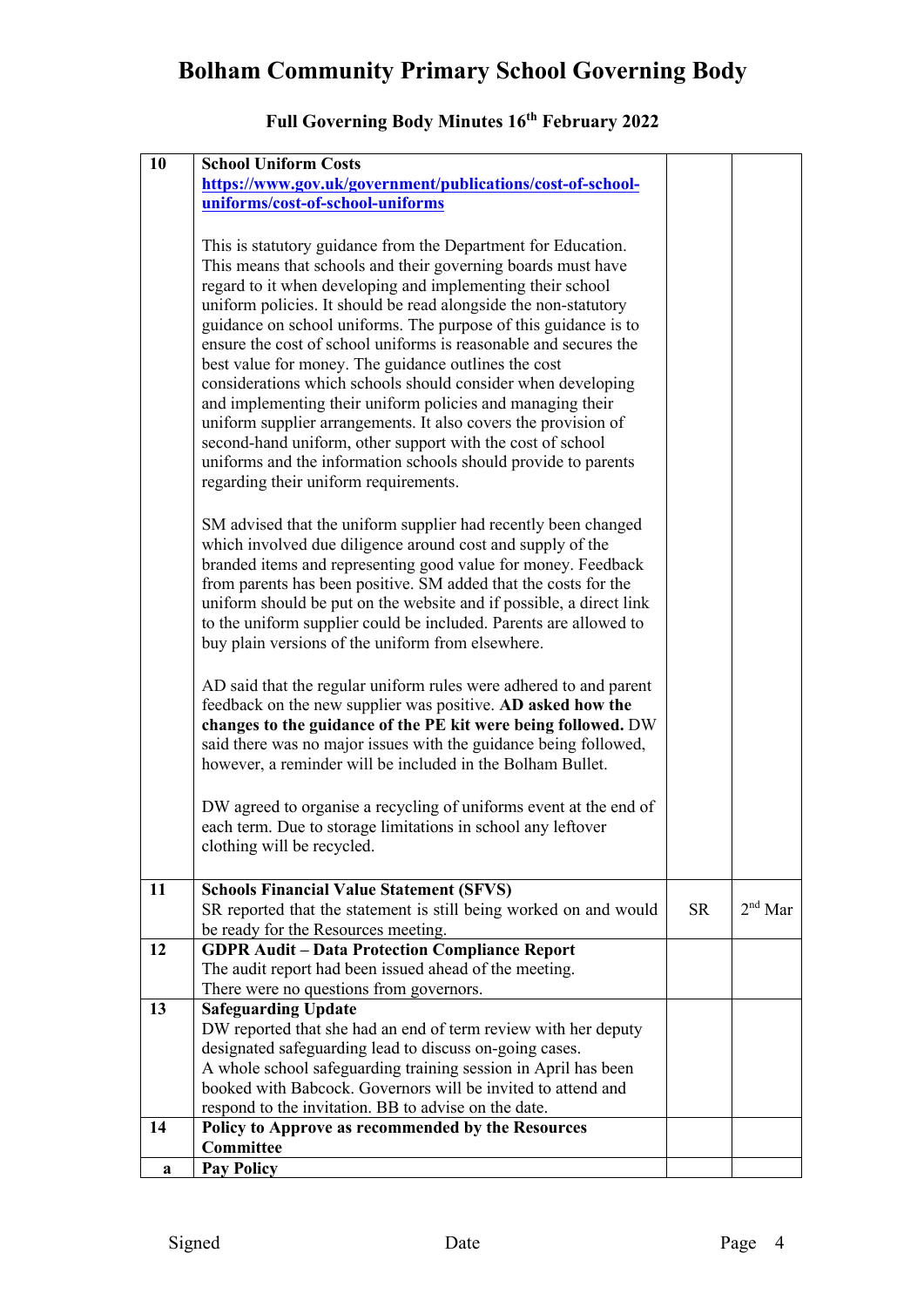# Bolham Community Primary School Governing Body

## Full Governing Body Minutes 16th February 2022

| | | | |
|---|---|---|---|
| **10** | **School Uniform Costs**<br>**https://www.gov.uk/government/publications/cost-of-school-uniforms/cost-of-school-uniforms**<br><br>This is statutory guidance from the Department for Education. This means that schools and their governing boards must have regard to it when developing and implementing their school uniform policies. It should be read alongside the non-statutory guidance on school uniforms. The purpose of this guidance is to ensure the cost of school uniforms is reasonable and secures the best value for money. The guidance outlines the cost considerations which schools should consider when developing and implementing their uniform policies and managing their uniform supplier arrangements. It also covers the provision of second-hand uniform, other support with the cost of school uniforms and the information schools should provide to parents regarding their uniform requirements.<br><br>SM advised that the uniform supplier had recently been changed which involved due diligence around cost and supply of the branded items and representing good value for money. Feedback from parents has been positive. SM added that the costs for the uniform should be put on the website and if possible, a direct link to the uniform supplier could be included. Parents are allowed to buy plain versions of the uniform from elsewhere.<br><br>AD said that the regular uniform rules were adhered to and parent feedback on the new supplier was positive. **AD asked how the changes to the guidance of the PE kit were being followed.** DW said there was no major issues with the guidance being followed, however, a reminder will be included in the Bolham Bullet.<br><br>DW agreed to organise a recycling of uniforms event at the end of each term. Due to storage limitations in school any leftover clothing will be recycled. | | |
| **11** | **Schools Financial Value Statement (SFVS)**<br>SR reported that the statement is still being worked on and would be ready for the Resources meeting. | SR | 2nd Mar |
| **12** | **GDPR Audit – Data Protection Compliance Report**<br>The audit report had been issued ahead of the meeting.<br>There were no questions from governors. | | |
| **13** | **Safeguarding Update**<br>DW reported that she had an end of term review with her deputy designated safeguarding lead to discuss on-going cases.<br>A whole school safeguarding training session in April has been booked with Babcock. Governors will be invited to attend and respond to the invitation. BB to advise on the date. | | |
| **14** | **Policy to Approve as recommended by the Resources Committee** | | |
| **a** | **Pay Policy** | | |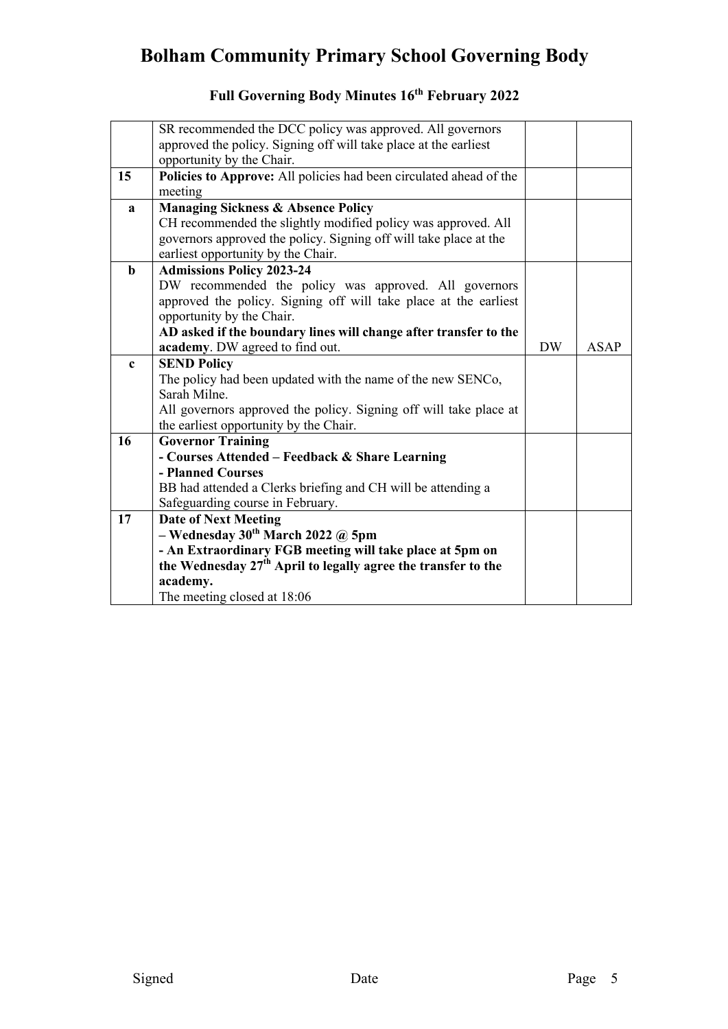# Bolham Community Primary School Governing Body

## Full Governing Body Minutes 16th February 2022

| | | | |
|---|---|---|---|
| | SR recommended the DCC policy was approved. All governors approved the policy. Signing off will take place at the earliest opportunity by the Chair. | | |
| **15** | **Policies to Approve:** All policies had been circulated ahead of the meeting | | |
| **a** | **Managing Sickness & Absence Policy**<br>CH recommended the slightly modified policy was approved. All governors approved the policy. Signing off will take place at the earliest opportunity by the Chair. | | |
| **b** | **Admissions Policy 2023-24**<br>DW recommended the policy was approved. All governors approved the policy. Signing off will take place at the earliest opportunity by the Chair.<br>**AD asked if the boundary lines will change after transfer to the academy**. DW agreed to find out. | DW | ASAP |
| **c** | **SEND Policy**<br>The policy had been updated with the name of the new SENCo, Sarah Milne.<br>All governors approved the policy. Signing off will take place at the earliest opportunity by the Chair. | | |
| **16** | **Governor Training**<br>**- Courses Attended – Feedback & Share Learning**<br>**- Planned Courses**<br>BB had attended a Clerks briefing and CH will be attending a Safeguarding course in February. | | |
| **17** | **Date of Next Meeting**<br>**– Wednesday 30th March 2022 @ 5pm**<br>**- An Extraordinary FGB meeting will take place at 5pm on the Wednesday 27th April to legally agree the transfer to the academy.**<br>The meeting closed at 18:06 | | |

Signed Date